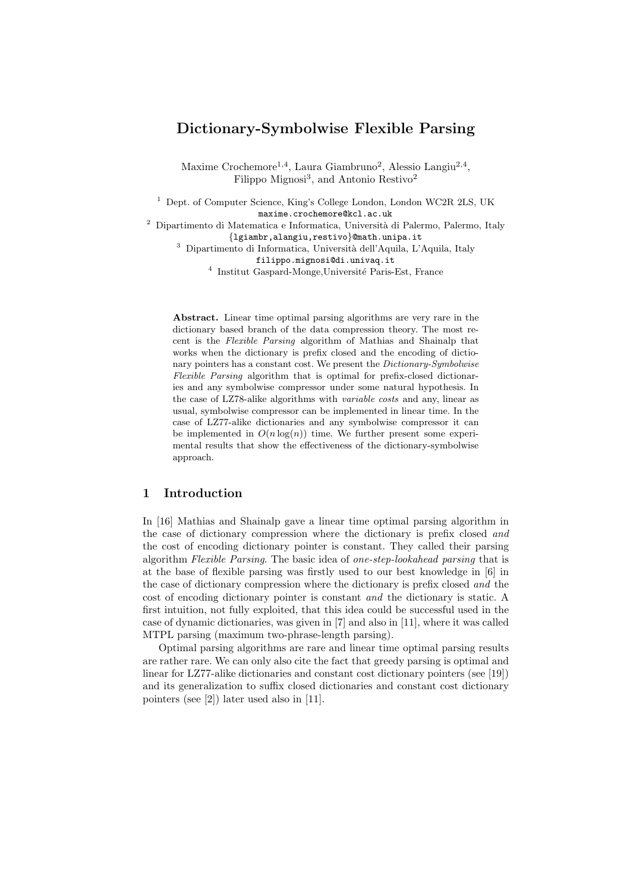# Dictionary-Symbolwise Flexible Parsing

Maxime Crochemore[1,4], Laura Giambruno[2], Alessio Langiu[2,4], Filippo Mignosi[3], and Antonio Restivo[2]

[1] Dept. of Computer Science, King's College London, London WC2R 2LS, UK
maxime.crochemore@kcl.ac.uk

[2] Dipartimento di Matematica e Informatica, Università di Palermo, Palermo, Italy
{lgiambr,alangiu,restivo}@math.unipa.it

[3] Dipartimento di Informatica, Università dell'Aquila, L'Aquila, Italy
filippo.mignosi@di.univaq.it

[4] Institut Gaspard-Monge,Université Paris-Est, France

**Abstract.** Linear time optimal parsing algorithms are very rare in the dictionary based branch of the data compression theory. The most recent is the *Flexible Parsing* algorithm of Mathias and Shainalp that works when the dictionary is prefix closed and the encoding of dictionary pointers has a constant cost. We present the *Dictionary-Symbolwise Flexible Parsing* algorithm that is optimal for prefix-closed dictionaries and any symbolwise compressor under some natural hypothesis. In the case of LZ78-alike algorithms with *variable costs* and any, linear as usual, symbolwise compressor can be implemented in linear time. In the case of LZ77-alike dictionaries and any symbolwise compressor it can be implemented in $O(n \log(n))$ time. We further present some experimental results that show the effectiveness of the dictionary-symbolwise approach.

## 1 Introduction

In [16] Mathias and Shainalp gave a linear time optimal parsing algorithm in the case of dictionary compression where the dictionary is prefix closed *and* the cost of encoding dictionary pointer is constant. They called their parsing algorithm *Flexible Parsing*. The basic idea of *one-step-lookahead parsing* that is at the base of flexible parsing was firstly used to our best knowledge in [6] in the case of dictionary compression where the dictionary is prefix closed *and* the cost of encoding dictionary pointer is constant *and* the dictionary is static. A first intuition, not fully exploited, that this idea could be successful used in the case of dynamic dictionaries, was given in [7] and also in [11], where it was called MTPL parsing (maximum two-phrase-length parsing).

Optimal parsing algorithms are rare and linear time optimal parsing results are rather rare. We can only also cite the fact that greedy parsing is optimal and linear for LZ77-alike dictionaries and constant cost dictionary pointers (see [19]) and its generalization to suffix closed dictionaries and constant cost dictionary pointers (see [2]) later used also in [11].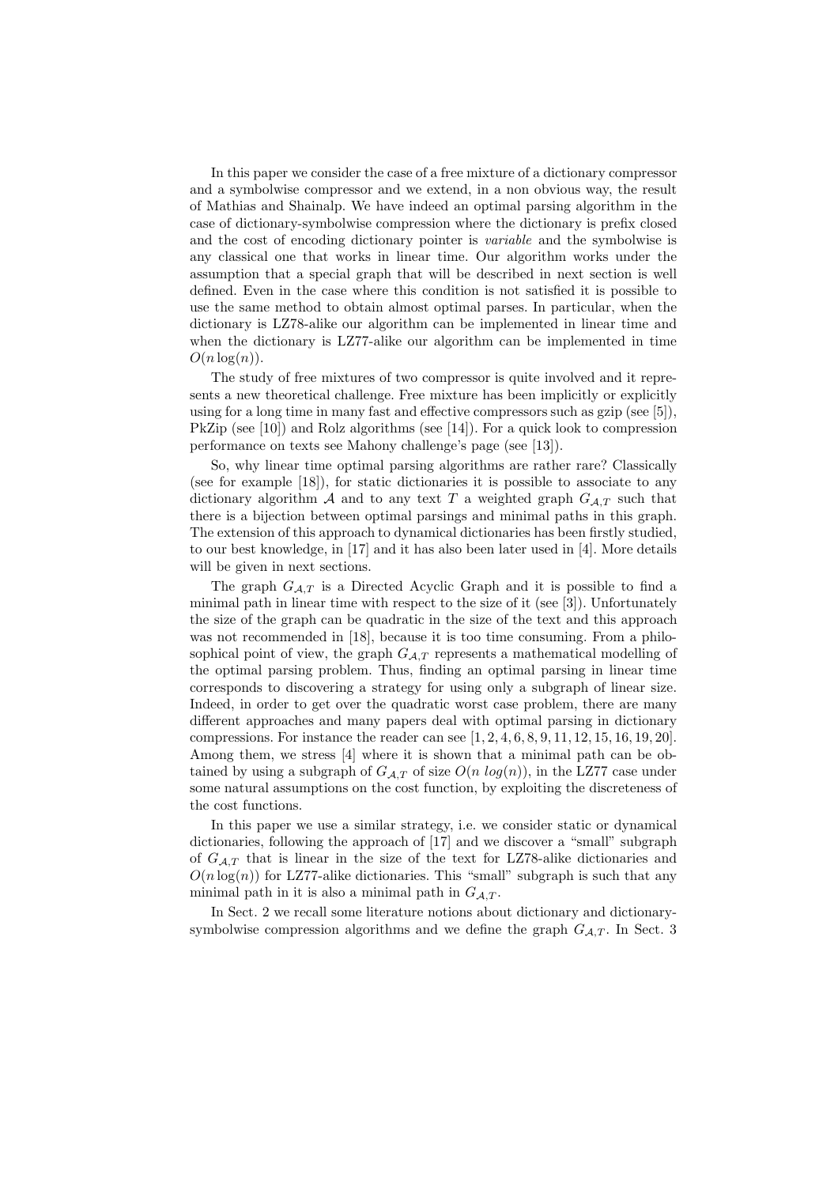In this paper we consider the case of a free mixture of a dictionary compressor and a symbolwise compressor and we extend, in a non obvious way, the result of Mathias and Shainalp. We have indeed an optimal parsing algorithm in the case of dictionary-symbolwise compression where the dictionary is prefix closed and the cost of encoding dictionary pointer is *variable* and the symbolwise is any classical one that works in linear time. Our algorithm works under the assumption that a special graph that will be described in next section is well defined. Even in the case where this condition is not satisfied it is possible to use the same method to obtain almost optimal parses. In particular, when the dictionary is LZ78-alike our algorithm can be implemented in linear time and when the dictionary is LZ77-alike our algorithm can be implemented in time $O(n \log(n))$.

The study of free mixtures of two compressor is quite involved and it represents a new theoretical challenge. Free mixture has been implicitly or explicitly using for a long time in many fast and effective compressors such as gzip (see [5]), PkZip (see [10]) and Rolz algorithms (see [14]). For a quick look to compression performance on texts see Mahony challenge's page (see [13]).

So, why linear time optimal parsing algorithms are rather rare? Classically (see for example [18]), for static dictionaries it is possible to associate to any dictionary algorithm $\mathcal{A}$ and to any text $T$ a weighted graph $G_{\mathcal{A},T}$ such that there is a bijection between optimal parsings and minimal paths in this graph. The extension of this approach to dynamical dictionaries has been firstly studied, to our best knowledge, in [17] and it has also been later used in [4]. More details will be given in next sections.

The graph $G_{\mathcal{A},T}$ is a Directed Acyclic Graph and it is possible to find a minimal path in linear time with respect to the size of it (see [3]). Unfortunately the size of the graph can be quadratic in the size of the text and this approach was not recommended in [18], because it is too time consuming. From a philosophical point of view, the graph $G_{\mathcal{A},T}$ represents a mathematical modelling of the optimal parsing problem. Thus, finding an optimal parsing in linear time corresponds to discovering a strategy for using only a subgraph of linear size. Indeed, in order to get over the quadratic worst case problem, there are many different approaches and many papers deal with optimal parsing in dictionary compressions. For instance the reader can see [1, 2, 4, 6, 8, 9, 11, 12, 15, 16, 19, 20]. Among them, we stress [4] where it is shown that a minimal path can be obtained by using a subgraph of $G_{\mathcal{A},T}$ of size $O(n \ log(n))$, in the LZ77 case under some natural assumptions on the cost function, by exploiting the discreteness of the cost functions.

In this paper we use a similar strategy, i.e. we consider static or dynamical dictionaries, following the approach of [17] and we discover a "small" subgraph of $G_{\mathcal{A},T}$ that is linear in the size of the text for LZ78-alike dictionaries and $O(n \log(n))$ for LZ77-alike dictionaries. This "small" subgraph is such that any minimal path in it is also a minimal path in $G_{\mathcal{A},T}$.

In Sect. 2 we recall some literature notions about dictionary and dictionary-symbolwise compression algorithms and we define the graph $G_{\mathcal{A},T}$. In Sect. 3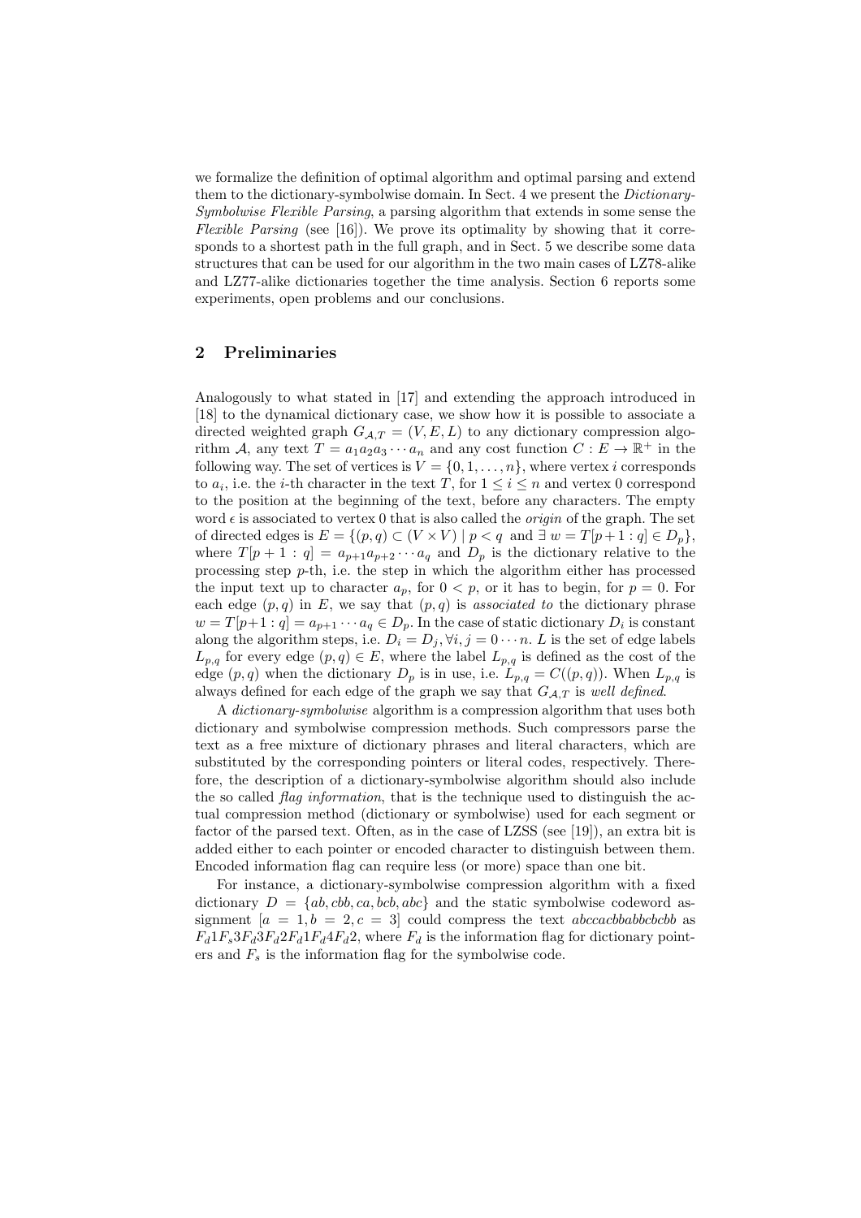we formalize the definition of optimal algorithm and optimal parsing and extend them to the dictionary-symbolwise domain. In Sect. 4 we present the *Dictionary-Symbolwise Flexible Parsing*, a parsing algorithm that extends in some sense the *Flexible Parsing* (see [16]). We prove its optimality by showing that it corresponds to a shortest path in the full graph, and in Sect. 5 we describe some data structures that can be used for our algorithm in the two main cases of LZ78-alike and LZ77-alike dictionaries together the time analysis. Section 6 reports some experiments, open problems and our conclusions.

## 2 Preliminaries

Analogously to what stated in [17] and extending the approach introduced in [18] to the dynamical dictionary case, we show how it is possible to associate a directed weighted graph $G_{\mathcal{A},T} = (V, E, L)$ to any dictionary compression algorithm $\mathcal{A}$, any text $T = a_1 a_2 a_3 \cdots a_n$ and any cost function $C : E \to \mathbb{R}^+$ in the following way. The set of vertices is $V = \{0, 1, \ldots, n\}$, where vertex $i$ corresponds to $a_i$, i.e. the $i$-th character in the text $T$, for $1 \leq i \leq n$ and vertex 0 correspond to the position at the beginning of the text, before any characters. The empty word $\epsilon$ is associated to vertex 0 that is also called the *origin* of the graph. The set of directed edges is $E = \{(p, q) \subset (V \times V) \mid p < q \text{ and } \exists\ w = T[p+1 : q] \in D_p\}$, where $T[p+1 : q] = a_{p+1} a_{p+2} \cdots a_q$ and $D_p$ is the dictionary relative to the processing step $p$-th, i.e. the step in which the algorithm either has processed the input text up to character $a_p$, for $0 < p$, or it has to begin, for $p = 0$. For each edge $(p, q)$ in $E$, we say that $(p, q)$ is *associated to* the dictionary phrase $w = T[p+1 : q] = a_{p+1} \cdots a_q \in D_p$. In the case of static dictionary $D_i$ is constant along the algorithm steps, i.e. $D_i = D_j, \forall i, j = 0 \cdots n$. $L$ is the set of edge labels $L_{p,q}$ for every edge $(p, q) \in E$, where the label $L_{p,q}$ is defined as the cost of the edge $(p, q)$ when the dictionary $D_p$ is in use, i.e. $L_{p,q} = C((p, q))$. When $L_{p,q}$ is always defined for each edge of the graph we say that $G_{\mathcal{A},T}$ is *well defined*.

A *dictionary-symbolwise* algorithm is a compression algorithm that uses both dictionary and symbolwise compression methods. Such compressors parse the text as a free mixture of dictionary phrases and literal characters, which are substituted by the corresponding pointers or literal codes, respectively. Therefore, the description of a dictionary-symbolwise algorithm should also include the so called *flag information*, that is the technique used to distinguish the actual compression method (dictionary or symbolwise) used for each segment or factor of the parsed text. Often, as in the case of LZSS (see [19]), an extra bit is added either to each pointer or encoded character to distinguish between them. Encoded information flag can require less (or more) space than one bit.

For instance, a dictionary-symbolwise compression algorithm with a fixed dictionary $D = \{ab, cbb, ca, bcb, abc\}$ and the static symbolwise codeword assignment $[a = 1, b = 2, c = 3]$ could compress the text $abccacbbabbcbcbb$ as $F_d 1 F_s 3 F_d 3 F_d 2 F_d 1 F_d 4 F_d 2$, where $F_d$ is the information flag for dictionary pointers and $F_s$ is the information flag for the symbolwise code.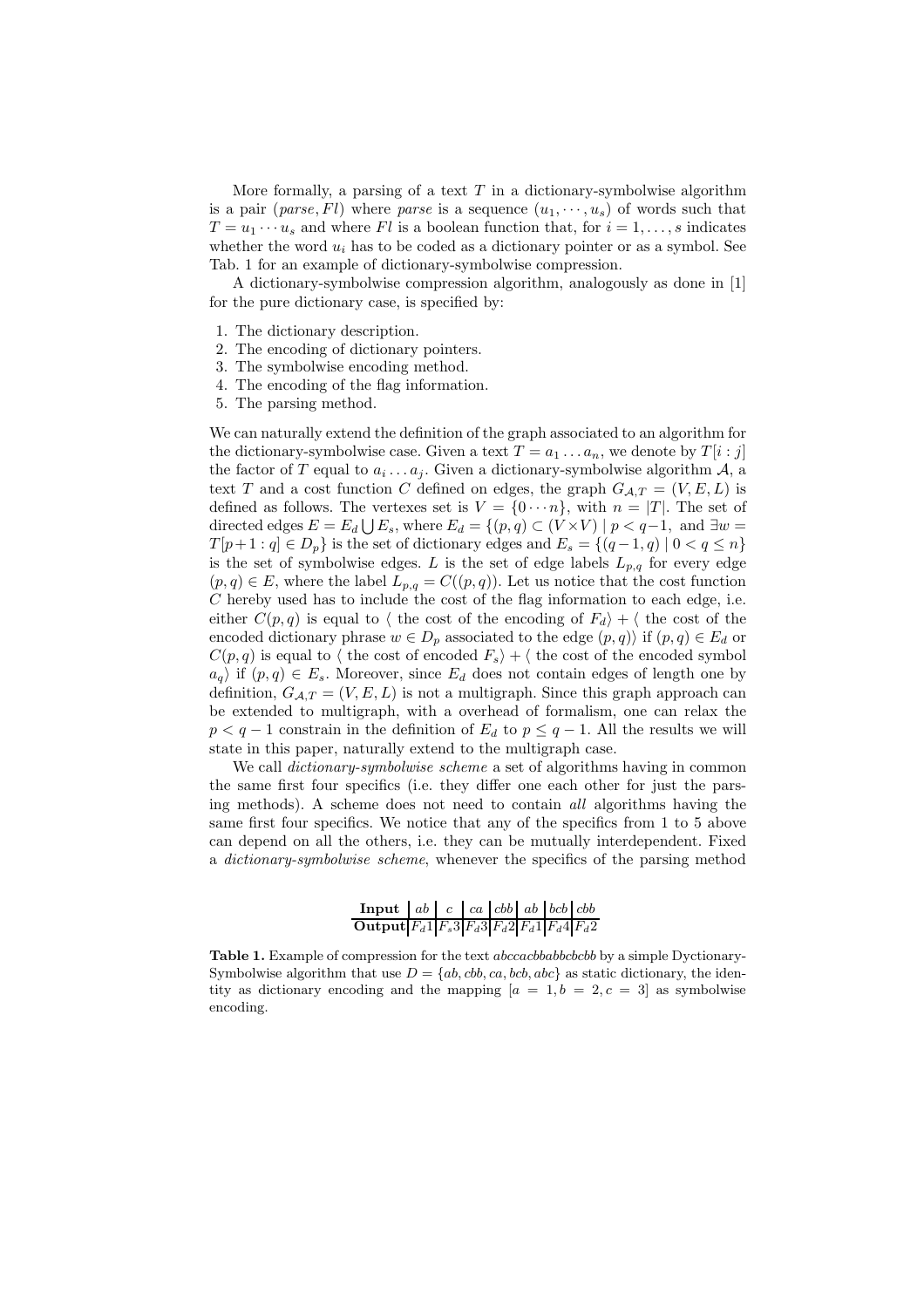More formally, a parsing of a text $T$ in a dictionary-symbolwise algorithm is a pair $(parse, Fl)$ where $parse$ is a sequence $(u_1, \cdots, u_s)$ of words such that $T = u_1 \cdots u_s$ and where $Fl$ is a boolean function that, for $i = 1, \ldots, s$ indicates whether the word $u_i$ has to be coded as a dictionary pointer or as a symbol. See Tab. 1 for an example of dictionary-symbolwise compression.

A dictionary-symbolwise compression algorithm, analogously as done in [1] for the pure dictionary case, is specified by:

1. The dictionary description.
2. The encoding of dictionary pointers.
3. The symbolwise encoding method.
4. The encoding of the flag information.
5. The parsing method.

We can naturally extend the definition of the graph associated to an algorithm for the dictionary-symbolwise case. Given a text $T = a_1 \ldots a_n$, we denote by $T[i:j]$ the factor of $T$ equal to $a_i \ldots a_j$. Given a dictionary-symbolwise algorithm $\mathcal{A}$, a text $T$ and a cost function $C$ defined on edges, the graph $G_{\mathcal{A},T} = (V, E, L)$ is defined as follows. The vertexes set is $V = \{0 \cdots n\}$, with $n = |T|$. The set of directed edges $E = E_d \bigcup E_s$, where $E_d = \{(p,q) \subset (V \times V) \mid p < q-1, \text{ and } \exists w = T[p+1:q] \in D_p\}$ is the set of dictionary edges and $E_s = \{(q-1,q) \mid 0 < q \leq n\}$ is the set of symbolwise edges. $L$ is the set of edge labels $L_{p,q}$ for every edge $(p,q) \in E$, where the label $L_{p,q} = C((p,q))$. Let us notice that the cost function $C$ hereby used has to include the cost of the flag information to each edge, i.e. either $C(p,q)$ is equal to $\langle$ the cost of the encoding of $F_d \rangle + \langle$ the cost of the encoded dictionary phrase $w \in D_p$ associated to the edge $(p,q) \rangle$ if $(p,q) \in E_d$ or $C(p,q)$ is equal to $\langle$ the cost of encoded $F_s \rangle + \langle$ the cost of the encoded symbol $a_q \rangle$ if $(p,q) \in E_s$. Moreover, since $E_d$ does not contain edges of length one by definition, $G_{\mathcal{A},T} = (V, E, L)$ is not a multigraph. Since this graph approach can be extended to multigraph, with a overhead of formalism, one can relax the $p < q-1$ constrain in the definition of $E_d$ to $p \leq q-1$. All the results we will state in this paper, naturally extend to the multigraph case.

We call *dictionary-symbolwise scheme* a set of algorithms having in common the same first four specifics (i.e. they differ one each other for just the parsing methods). A scheme does not need to contain *all* algorithms having the same first four specifics. We notice that any of the specifics from 1 to 5 above can depend on all the others, i.e. they can be mutually interdependent. Fixed a *dictionary-symbolwise scheme*, whenever the specifics of the parsing method

| **Input** | $ab$ | $c$ | $ca$ | $cbb$ | $ab$ | $bcb$ | $cbb$ |
|---|---|---|---|---|---|---|---|
| **Output** | $F_d1$ | $F_s3$ | $F_d3$ | $F_d2$ | $F_d1$ | $F_d4$ | $F_d2$ |

**Table 1.** Example of compression for the text *abccacbbabbcbcbb* by a simple Dyctionary-Symbolwise algorithm that use $D = \{ab, cbb, ca, bcb, abc\}$ as static dictionary, the identity as dictionary encoding and the mapping $[a = 1, b = 2, c = 3]$ as symbolwise encoding.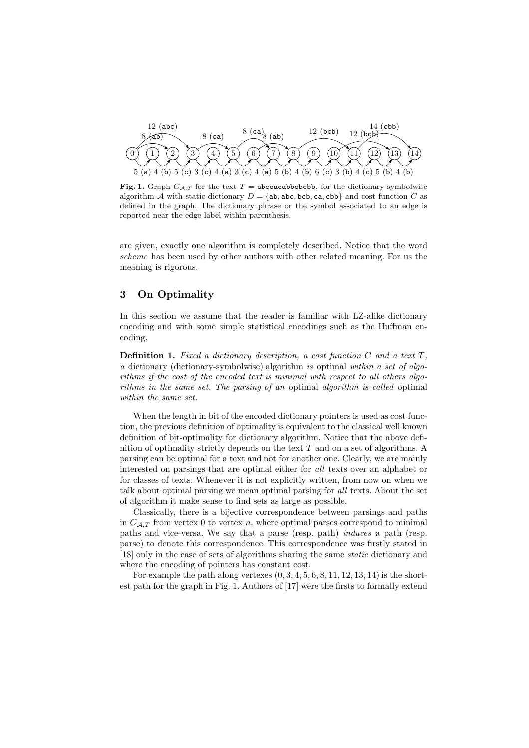12 (abc)
8 (ab)
8 (ca)
8 (ca)
8 (ab)
12 (bcb)
12 (bcb)
14 (cbb)

0 1 2 3 4 5 6 7 8 9 10 11 12 13 14

5 (a) 4 (b) 5 (c) 3 (c) 4 (a) 3 (c) 4 (a) 5 (b) 4 (b) 6 (c) 3 (b) 4 (c) 5 (b) 4 (b)

**Fig. 1.** Graph $G_{\mathcal{A},T}$ for the text $T =$ abccacabbcbcbb, for the dictionary-symbolwise algorithm $\mathcal{A}$ with static dictionary $D = \{$ab, abc, bcb, ca, cbb$\}$ and cost function $C$ as defined in the graph. The dictionary phrase or the symbol associated to an edge is reported near the edge label within parenthesis.

are given, exactly one algorithm is completely described. Notice that the word *scheme* has been used by other authors with other related meaning. For us the meaning is rigorous.

## 3 On Optimality

In this section we assume that the reader is familiar with LZ-alike dictionary encoding and with some simple statistical encodings such as the Huffman encoding.

**Definition 1.** *Fixed a dictionary description, a cost function $C$ and a text $T$, a* dictionary (dictionary-symbolwise) algorithm *is* optimal *within a set of algorithms if the cost of the encoded text is minimal with respect to all others algorithms in the same set. The parsing of an* optimal *algorithm is called* optimal *within the same set.*

When the length in bit of the encoded dictionary pointers is used as cost function, the previous definition of optimality is equivalent to the classical well known definition of bit-optimality for dictionary algorithm. Notice that the above definition of optimality strictly depends on the text $T$ and on a set of algorithms. A parsing can be optimal for a text and not for another one. Clearly, we are mainly interested on parsings that are optimal either for *all* texts over an alphabet or for classes of texts. Whenever it is not explicitly written, from now on when we talk about optimal parsing we mean optimal parsing for *all* texts. About the set of algorithm it make sense to find sets as large as possible.

Classically, there is a bijective correspondence between parsings and paths in $G_{\mathcal{A},T}$ from vertex 0 to vertex $n$, where optimal parses correspond to minimal paths and vice-versa. We say that a parse (resp. path) *induces* a path (resp. parse) to denote this correspondence. This correspondence was firstly stated in [18] only in the case of sets of algorithms sharing the same *static* dictionary and where the encoding of pointers has constant cost.

For example the path along vertexes $(0, 3, 4, 5, 6, 8, 11, 12, 13, 14)$ is the shortest path for the graph in Fig. 1. Authors of [17] were the firsts to formally extend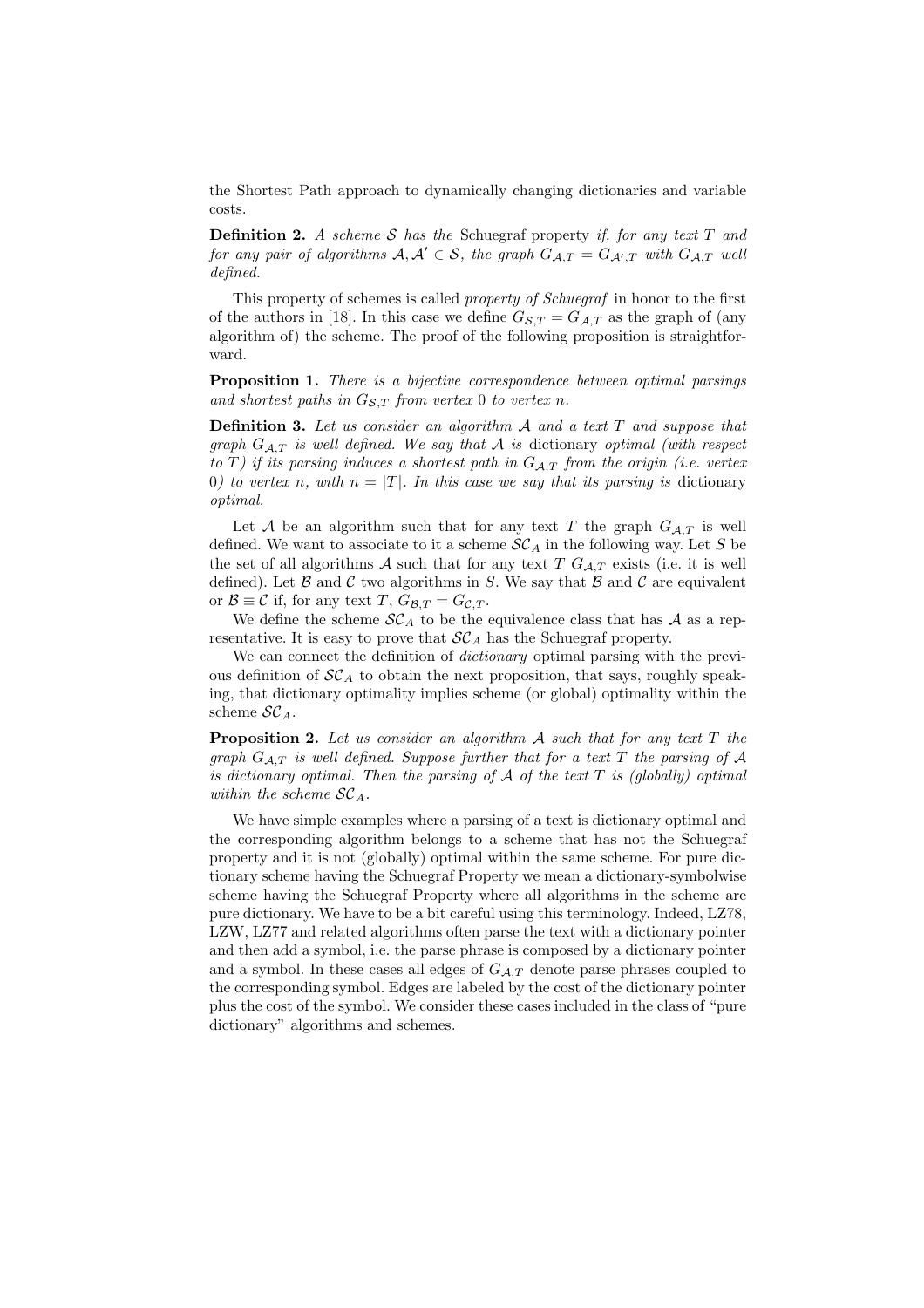the Shortest Path approach to dynamically changing dictionaries and variable costs.

**Definition 2.** *A scheme $\mathcal{S}$ has the* Schuegraf property *if, for any text $T$ and for any pair of algorithms $\mathcal{A}, \mathcal{A}' \in \mathcal{S}$, the graph $G_{\mathcal{A},T} = G_{\mathcal{A}',T}$ with $G_{\mathcal{A},T}$ well defined.*

This property of schemes is called *property of Schuegraf* in honor to the first of the authors in [18]. In this case we define $G_{\mathcal{S},T} = G_{\mathcal{A},T}$ as the graph of (any algorithm of) the scheme. The proof of the following proposition is straightforward.

**Proposition 1.** *There is a bijective correspondence between optimal parsings and shortest paths in $G_{\mathcal{S},T}$ from vertex 0 to vertex $n$.*

**Definition 3.** *Let us consider an algorithm $\mathcal{A}$ and a text $T$ and suppose that graph $G_{\mathcal{A},T}$ is well defined. We say that $\mathcal{A}$ is* dictionary *optimal (with respect to $T$) if its parsing induces a shortest path in $G_{\mathcal{A},T}$ from the origin (i.e. vertex 0) to vertex $n$, with $n = |T|$. In this case we say that its parsing is* dictionary *optimal.*

Let $\mathcal{A}$ be an algorithm such that for any text $T$ the graph $G_{\mathcal{A},T}$ is well defined. We want to associate to it a scheme $\mathcal{SC}_A$ in the following way. Let $S$ be the set of all algorithms $\mathcal{A}$ such that for any text $T$ $G_{\mathcal{A},T}$ exists (i.e. it is well defined). Let $\mathcal{B}$ and $\mathcal{C}$ two algorithms in $S$. We say that $\mathcal{B}$ and $\mathcal{C}$ are equivalent or $\mathcal{B} \equiv \mathcal{C}$ if, for any text $T$, $G_{\mathcal{B},T} = G_{\mathcal{C},T}$.

We define the scheme $\mathcal{SC}_A$ to be the equivalence class that has $\mathcal{A}$ as a representative. It is easy to prove that $\mathcal{SC}_A$ has the Schuegraf property.

We can connect the definition of *dictionary* optimal parsing with the previous definition of $\mathcal{SC}_A$ to obtain the next proposition, that says, roughly speaking, that dictionary optimality implies scheme (or global) optimality within the scheme $\mathcal{SC}_A$.

**Proposition 2.** *Let us consider an algorithm $\mathcal{A}$ such that for any text $T$ the graph $G_{\mathcal{A},T}$ is well defined. Suppose further that for a text $T$ the parsing of $\mathcal{A}$ is dictionary optimal. Then the parsing of $\mathcal{A}$ of the text $T$ is (globally) optimal within the scheme $\mathcal{SC}_A$.*

We have simple examples where a parsing of a text is dictionary optimal and the corresponding algorithm belongs to a scheme that has not the Schuegraf property and it is not (globally) optimal within the same scheme. For pure dictionary scheme having the Schuegraf Property we mean a dictionary-symbolwise scheme having the Schuegraf Property where all algorithms in the scheme are pure dictionary. We have to be a bit careful using this terminology. Indeed, LZ78, LZW, LZ77 and related algorithms often parse the text with a dictionary pointer and then add a symbol, i.e. the parse phrase is composed by a dictionary pointer and a symbol. In these cases all edges of $G_{\mathcal{A},T}$ denote parse phrases coupled to the corresponding symbol. Edges are labeled by the cost of the dictionary pointer plus the cost of the symbol. We consider these cases included in the class of "pure dictionary" algorithms and schemes.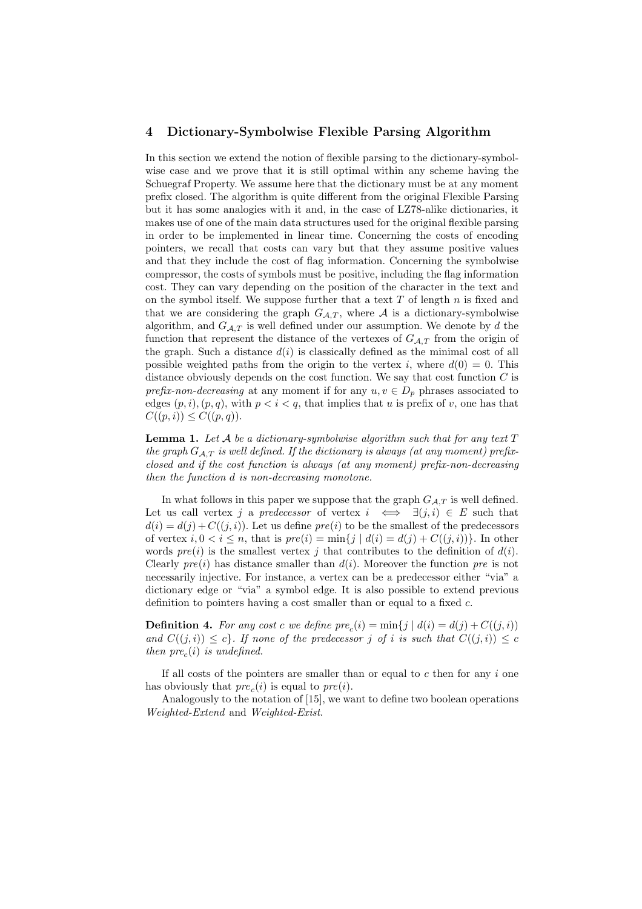## 4 Dictionary-Symbolwise Flexible Parsing Algorithm

In this section we extend the notion of flexible parsing to the dictionary-symbolwise case and we prove that it is still optimal within any scheme having the Schuegraf Property. We assume here that the dictionary must be at any moment prefix closed. The algorithm is quite different from the original Flexible Parsing but it has some analogies with it and, in the case of LZ78-alike dictionaries, it makes use of one of the main data structures used for the original flexible parsing in order to be implemented in linear time. Concerning the costs of encoding pointers, we recall that costs can vary but that they assume positive values and that they include the cost of flag information. Concerning the symbolwise compressor, the costs of symbols must be positive, including the flag information cost. They can vary depending on the position of the character in the text and on the symbol itself. We suppose further that a text $T$ of length $n$ is fixed and that we are considering the graph $G_{\mathcal{A},T}$, where $\mathcal{A}$ is a dictionary-symbolwise algorithm, and $G_{\mathcal{A},T}$ is well defined under our assumption. We denote by $d$ the function that represent the distance of the vertexes of $G_{\mathcal{A},T}$ from the origin of the graph. Such a distance $d(i)$ is classically defined as the minimal cost of all possible weighted paths from the origin to the vertex $i$, where $d(0) = 0$. This distance obviously depends on the cost function. We say that cost function $C$ is *prefix-non-decreasing* at any moment if for any $u, v \in D_p$ phrases associated to edges $(p, i), (p, q)$, with $p < i < q$, that implies that $u$ is prefix of $v$, one has that $C((p, i)) \leq C((p, q))$.

**Lemma 1.** *Let $\mathcal{A}$ be a dictionary-symbolwise algorithm such that for any text $T$ the graph $G_{\mathcal{A},T}$ is well defined. If the dictionary is always (at any moment) prefix-closed and if the cost function is always (at any moment) prefix-non-decreasing then the function $d$ is non-decreasing monotone.*

In what follows in this paper we suppose that the graph $G_{\mathcal{A},T}$ is well defined. Let us call vertex $j$ a *predecessor* of vertex $i \iff \exists (j, i) \in E$ such that $d(i) = d(j) + C((j, i))$. Let us define $pre(i)$ to be the smallest of the predecessors of vertex $i, 0 < i \leq n$, that is $pre(i) = \min\{j \mid d(i) = d(j) + C((j, i))\}$. In other words $pre(i)$ is the smallest vertex $j$ that contributes to the definition of $d(i)$. Clearly $pre(i)$ has distance smaller than $d(i)$. Moreover the function $pre$ is not necessarily injective. For instance, a vertex can be a predecessor either "via" a dictionary edge or "via" a symbol edge. It is also possible to extend previous definition to pointers having a cost smaller than or equal to a fixed $c$.

**Definition 4.** *For any cost $c$ we define $pre_c(i) = \min\{j \mid d(i) = d(j) + C((j, i))$ and $C((j, i)) \leq c\}$. If none of the predecessor $j$ of $i$ is such that $C((j, i)) \leq c$ then $pre_c(i)$ is undefined.*

If all costs of the pointers are smaller than or equal to $c$ then for any $i$ one has obviously that $pre_c(i)$ is equal to $pre(i)$.

Analogously to the notation of [15], we want to define two boolean operations *Weighted-Extend* and *Weighted-Exist*.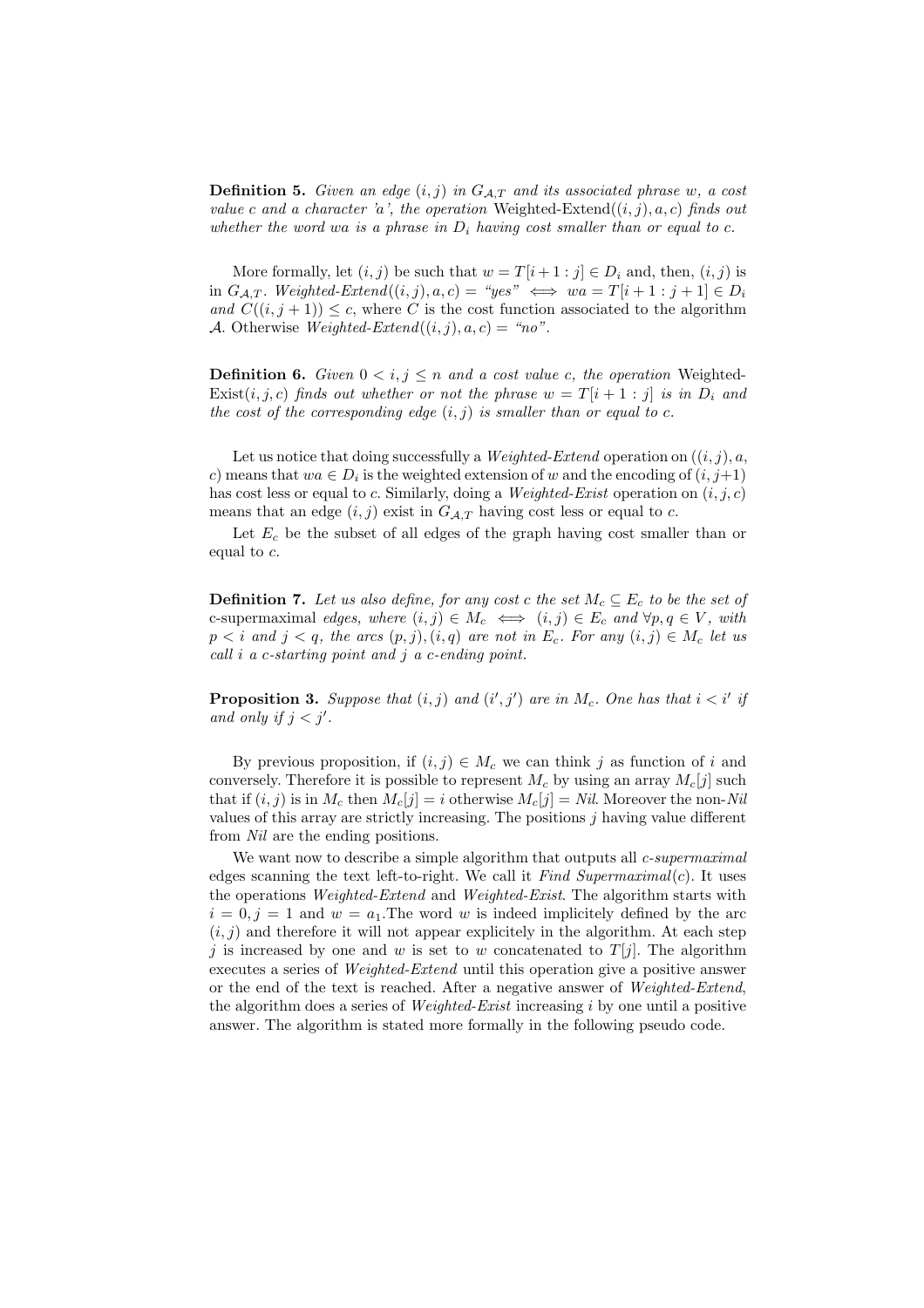**Definition 5.** *Given an edge $(i, j)$ in $G_{\mathcal{A},T}$ and its associated phrase $w$, a cost value $c$ and a character 'a', the operation* Weighted-Extend$((i, j), a, c)$ *finds out whether the word $wa$ is a phrase in $D_i$ having cost smaller than or equal to $c$.*

More formally, let $(i, j)$ be such that $w = T[i + 1 : j] \in D_i$ and, then, $(i, j)$ is in $G_{\mathcal{A},T}$. *Weighted-Extend*$((i, j), a, c) =$ *"yes"* $\iff$ $wa = T[i + 1 : j + 1] \in D_i$ *and* $C((i, j + 1)) \leq c$, where $C$ is the cost function associated to the algorithm $\mathcal{A}$. Otherwise *Weighted-Extend*$((i, j), a, c) =$ *"no"*.

**Definition 6.** *Given $0 < i, j \leq n$ and a cost value $c$, the operation* Weighted-Exist$(i, j, c)$ *finds out whether or not the phrase $w = T[i + 1 : j]$ is in $D_i$ and the cost of the corresponding edge $(i, j)$ is smaller than or equal to $c$.*

Let us notice that doing successfully a *Weighted-Extend* operation on $((i, j), a, c)$ means that $wa \in D_i$ is the weighted extension of $w$ and the encoding of $(i, j+1)$ has cost less or equal to $c$. Similarly, doing a *Weighted-Exist* operation on $(i, j, c)$ means that an edge $(i, j)$ exist in $G_{\mathcal{A},T}$ having cost less or equal to $c$.

Let $E_c$ be the subset of all edges of the graph having cost smaller than or equal to $c$.

**Definition 7.** *Let us also define, for any cost $c$ the set $M_c \subseteq E_c$ to be the set of* c-supermaximal *edges, where $(i, j) \in M_c \iff (i, j) \in E_c$ and $\forall p, q \in V$, with $p < i$ and $j < q$, the arcs $(p, j), (i, q)$ are not in $E_c$. For any $(i, j) \in M_c$ let us call $i$ a c-starting point and $j$ a c-ending point.*

**Proposition 3.** *Suppose that $(i, j)$ and $(i', j')$ are in $M_c$. One has that $i < i'$ if and only if $j < j'$.*

By previous proposition, if $(i, j) \in M_c$ we can think $j$ as function of $i$ and conversely. Therefore it is possible to represent $M_c$ by using an array $M_c[j]$ such that if $(i, j)$ is in $M_c$ then $M_c[j] = i$ otherwise $M_c[j] = Nil$. Moreover the non-$Nil$ values of this array are strictly increasing. The positions $j$ having value different from $Nil$ are the ending positions.

We want now to describe a simple algorithm that outputs all *c-supermaximal* edges scanning the text left-to-right. We call it *Find Supermaximal*$(c)$. It uses the operations *Weighted-Extend* and *Weighted-Exist*. The algorithm starts with $i = 0, j = 1$ and $w = a_1$.The word $w$ is indeed implicitely defined by the arc $(i, j)$ and therefore it will not appear explicitely in the algorithm. At each step $j$ is increased by one and $w$ is set to $w$ concatenated to $T[j]$. The algorithm executes a series of *Weighted-Extend* until this operation give a positive answer or the end of the text is reached. After a negative answer of *Weighted-Extend*, the algorithm does a series of *Weighted-Exist* increasing $i$ by one until a positive answer. The algorithm is stated more formally in the following pseudo code.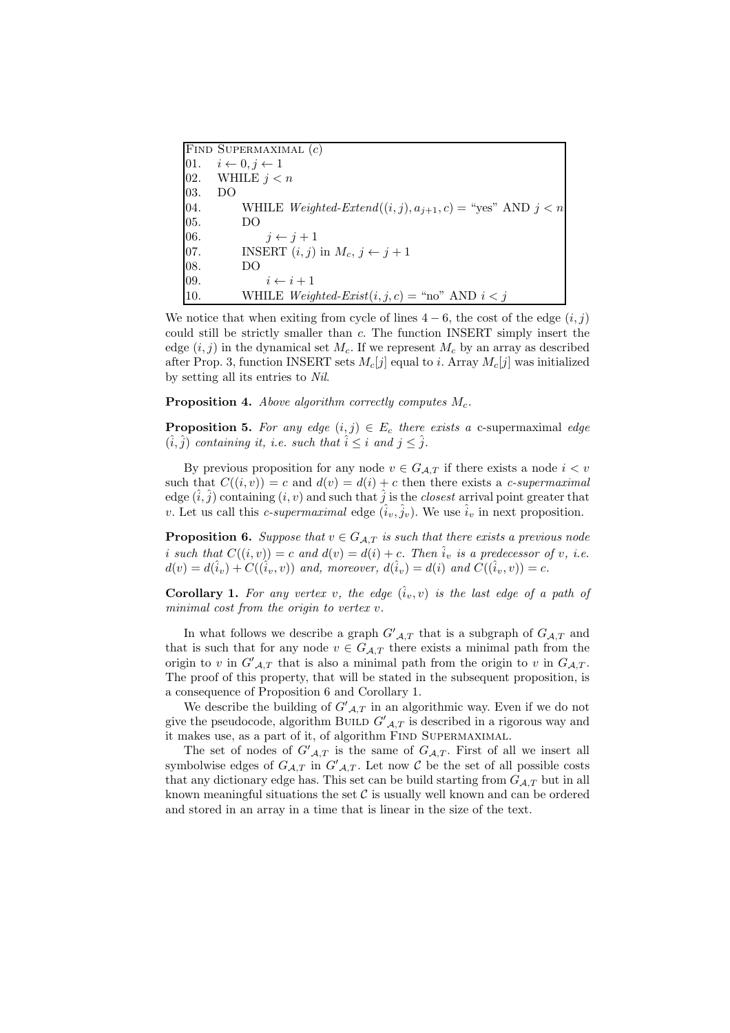```
FIND SUPERMAXIMAL (c)
01.   i ← 0, j ← 1
02.   WHILE j < n
03.   DO
04.        WHILE Weighted-Extend((i, j), a_{j+1}, c) = "yes" AND j < n
05.        DO
06.             j ← j + 1
07.        INSERT (i, j) in M_c, j ← j + 1
08.        DO
09.             i ← i + 1
10.        WHILE Weighted-Exist(i, j, c) = "no" AND i < j
```

We notice that when exiting from cycle of lines $4-6$, the cost of the edge $(i, j)$ could still be strictly smaller than $c$. The function INSERT simply insert the edge $(i, j)$ in the dynamical set $M_c$. If we represent $M_c$ by an array as described after Prop. 3, function INSERT sets $M_c[j]$ equal to $i$. Array $M_c[j]$ was initialized by setting all its entries to *Nil*.

**Proposition 4.** *Above algorithm correctly computes* $M_c$.

**Proposition 5.** *For any edge* $(i, j) \in E_c$ *there exists a* c-supermaximal *edge* $(\hat{i}, \hat{j})$ *containing it, i.e. such that* $\hat{i} \leq i$ *and* $j \leq \hat{j}$.

By previous proposition for any node $v \in G_{\mathcal{A},T}$ if there exists a node $i < v$ such that $C((i, v)) = c$ and $d(v) = d(i) + c$ then there exists a *c-supermaximal* edge $(\hat{i}, \hat{j})$ containing $(i, v)$ and such that $\hat{j}$ is the *closest* arrival point greater that $v$. Let us call this *c-supermaximal* edge $(\hat{i}_v, \hat{j}_v)$. We use $\hat{i}_v$ in next proposition.

**Proposition 6.** *Suppose that* $v \in G_{\mathcal{A},T}$ *is such that there exists a previous node* $i$ *such that* $C((i, v)) = c$ *and* $d(v) = d(i) + c$. *Then* $\hat{i}_v$ *is a predecessor of* $v$, *i.e.* $d(v) = d(\hat{i}_v) + C((\hat{i}_v, v))$ *and, moreover,* $d(\hat{i}_v) = d(i)$ *and* $C((\hat{i}_v, v)) = c$.

**Corollary 1.** *For any vertex* $v$, *the edge* $(\hat{i}_v, v)$ *is the last edge of a path of minimal cost from the origin to vertex* $v$.

In what follows we describe a graph $G'_{\mathcal{A},T}$ that is a subgraph of $G_{\mathcal{A},T}$ and that is such that for any node $v \in G_{\mathcal{A},T}$ there exists a minimal path from the origin to $v$ in $G'_{\mathcal{A},T}$ that is also a minimal path from the origin to $v$ in $G_{\mathcal{A},T}$. The proof of this property, that will be stated in the subsequent proposition, is a consequence of Proposition 6 and Corollary 1.

We describe the building of $G'_{\mathcal{A},T}$ in an algorithmic way. Even if we do not give the pseudocode, algorithm BUILD $G'_{\mathcal{A},T}$ is described in a rigorous way and it makes use, as a part of it, of algorithm FIND SUPERMAXIMAL.

The set of nodes of $G'_{\mathcal{A},T}$ is the same of $G_{\mathcal{A},T}$. First of all we insert all symbolwise edges of $G_{\mathcal{A},T}$ in $G'_{\mathcal{A},T}$. Let now $\mathcal{C}$ be the set of all possible costs that any dictionary edge has. This set can be build starting from $G_{\mathcal{A},T}$ but in all known meaningful situations the set $\mathcal{C}$ is usually well known and can be ordered and stored in an array in a time that is linear in the size of the text.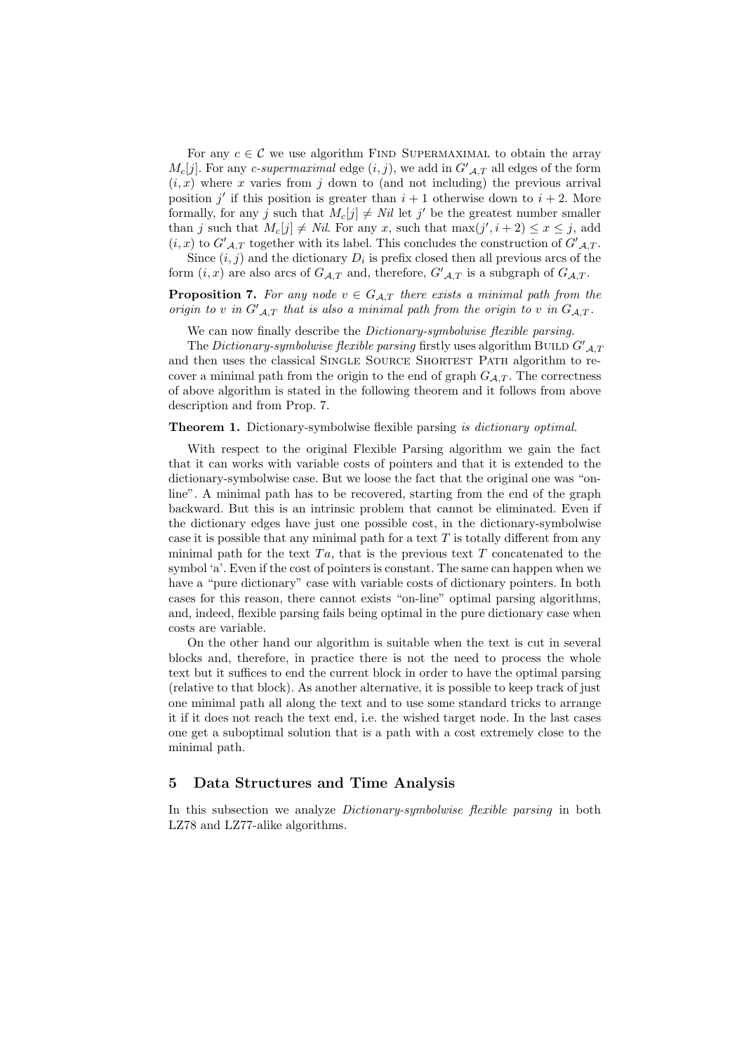For any $c \in \mathcal{C}$ we use algorithm Find Supermaximal to obtain the array $M_c[j]$. For any *c-supermaximal* edge $(i, j)$, we add in ${G'}_{\mathcal{A},T}$ all edges of the form $(i, x)$ where $x$ varies from $j$ down to (and not including) the previous arrival position $j'$ if this position is greater than $i+1$ otherwise down to $i+2$. More formally, for any $j$ such that $M_c[j] \neq Nil$ let $j'$ be the greatest number smaller than $j$ such that $M_c[j] \neq Nil$. For any $x$, such that $\max(j', i+2) \leq x \leq j$, add $(i, x)$ to ${G'}_{\mathcal{A},T}$ together with its label. This concludes the construction of ${G'}_{\mathcal{A},T}$.

Since $(i, j)$ and the dictionary $D_i$ is prefix closed then all previous arcs of the form $(i, x)$ are also arcs of $G_{\mathcal{A},T}$ and, therefore, ${G'}_{\mathcal{A},T}$ is a subgraph of $G_{\mathcal{A},T}$.

**Proposition 7.** *For any node $v \in G_{\mathcal{A},T}$ there exists a minimal path from the origin to $v$ in ${G'}_{\mathcal{A},T}$ that is also a minimal path from the origin to $v$ in $G_{\mathcal{A},T}$.*

We can now finally describe the *Dictionary-symbolwise flexible parsing*.

The *Dictionary-symbolwise flexible parsing* firstly uses algorithm Build ${G'}_{\mathcal{A},T}$ and then uses the classical Single Source Shortest Path algorithm to recover a minimal path from the origin to the end of graph $G_{\mathcal{A},T}$. The correctness of above algorithm is stated in the following theorem and it follows from above description and from Prop. 7.

**Theorem 1.** Dictionary-symbolwise flexible parsing *is dictionary optimal.*

With respect to the original Flexible Parsing algorithm we gain the fact that it can works with variable costs of pointers and that it is extended to the dictionary-symbolwise case. But we loose the fact that the original one was "on-line". A minimal path has to be recovered, starting from the end of the graph backward. But this is an intrinsic problem that cannot be eliminated. Even if the dictionary edges have just one possible cost, in the dictionary-symbolwise case it is possible that any minimal path for a text $T$ is totally different from any minimal path for the text $Ta$, that is the previous text $T$ concatenated to the symbol 'a'. Even if the cost of pointers is constant. The same can happen when we have a "pure dictionary" case with variable costs of dictionary pointers. In both cases for this reason, there cannot exists "on-line" optimal parsing algorithms, and, indeed, flexible parsing fails being optimal in the pure dictionary case when costs are variable.

On the other hand our algorithm is suitable when the text is cut in several blocks and, therefore, in practice there is not the need to process the whole text but it suffices to end the current block in order to have the optimal parsing (relative to that block). As another alternative, it is possible to keep track of just one minimal path all along the text and to use some standard tricks to arrange it if it does not reach the text end, i.e. the wished target node. In the last cases one get a suboptimal solution that is a path with a cost extremely close to the minimal path.

## 5 Data Structures and Time Analysis

In this subsection we analyze *Dictionary-symbolwise flexible parsing* in both LZ78 and LZ77-alike algorithms.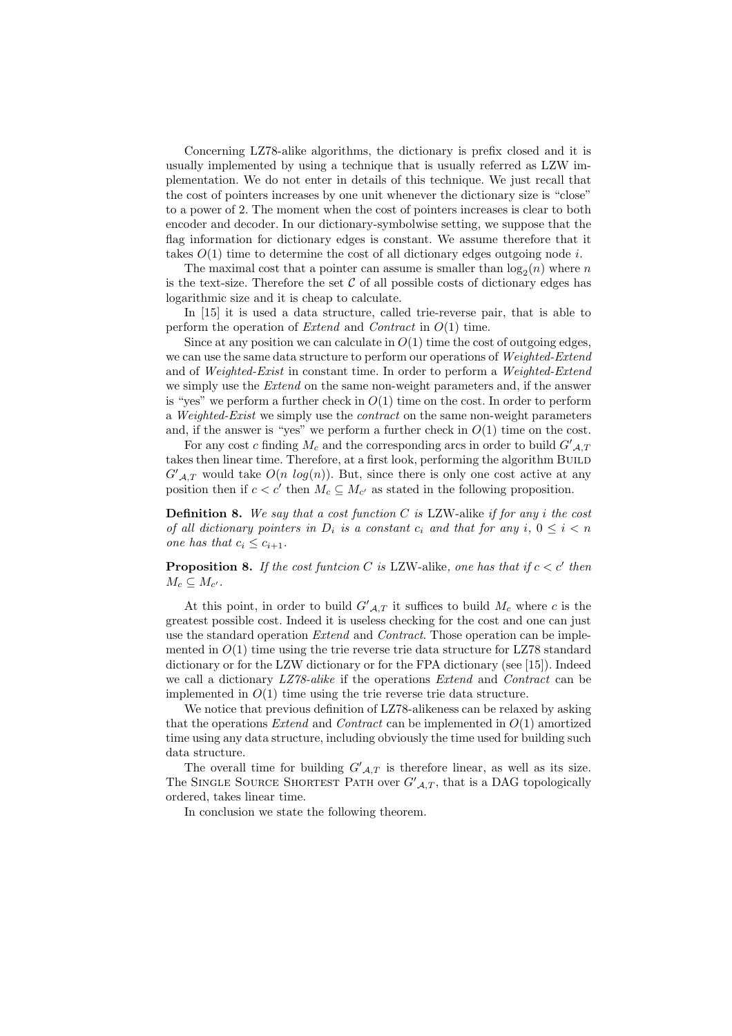Concerning LZ78-alike algorithms, the dictionary is prefix closed and it is usually implemented by using a technique that is usually referred as LZW implementation. We do not enter in details of this technique. We just recall that the cost of pointers increases by one unit whenever the dictionary size is "close" to a power of 2. The moment when the cost of pointers increases is clear to both encoder and decoder. In our dictionary-symbolwise setting, we suppose that the flag information for dictionary edges is constant. We assume therefore that it takes $O(1)$ time to determine the cost of all dictionary edges outgoing node $i$.

The maximal cost that a pointer can assume is smaller than $\log_2(n)$ where $n$ is the text-size. Therefore the set $\mathcal{C}$ of all possible costs of dictionary edges has logarithmic size and it is cheap to calculate.

In [15] it is used a data structure, called trie-reverse pair, that is able to perform the operation of *Extend* and *Contract* in $O(1)$ time.

Since at any position we can calculate in $O(1)$ time the cost of outgoing edges, we can use the same data structure to perform our operations of *Weighted-Extend* and of *Weighted-Exist* in constant time. In order to perform a *Weighted-Extend* we simply use the *Extend* on the same non-weight parameters and, if the answer is "yes" we perform a further check in $O(1)$ time on the cost. In order to perform a *Weighted-Exist* we simply use the *contract* on the same non-weight parameters and, if the answer is "yes" we perform a further check in $O(1)$ time on the cost.

For any cost $c$ finding $M_c$ and the corresponding arcs in order to build $G'_{\mathcal{A},T}$ takes then linear time. Therefore, at a first look, performing the algorithm Build $G'_{\mathcal{A},T}$ would take $O(n\ log(n))$. But, since there is only one cost active at any position then if $c < c'$ then $M_c \subseteq M_{c'}$ as stated in the following proposition.

**Definition 8.** *We say that a cost function $C$ is* LZW-alike *if for any $i$ the cost of all dictionary pointers in $D_i$ is a constant $c_i$ and that for any $i$, $0 \leq i < n$ one has that $c_i \leq c_{i+1}$.*

**Proposition 8.** *If the cost funtcion $C$ is* LZW-alike*, one has that if $c < c'$ then $M_c \subseteq M_{c'}$.*

At this point, in order to build $G'_{\mathcal{A},T}$ it suffices to build $M_c$ where $c$ is the greatest possible cost. Indeed it is useless checking for the cost and one can just use the standard operation *Extend* and *Contract*. Those operation can be implemented in $O(1)$ time using the trie reverse trie data structure for LZ78 standard dictionary or for the LZW dictionary or for the FPA dictionary (see [15]). Indeed we call a dictionary *LZ78-alike* if the operations *Extend* and *Contract* can be implemented in $O(1)$ time using the trie reverse trie data structure.

We notice that previous definition of LZ78-alikeness can be relaxed by asking that the operations *Extend* and *Contract* can be implemented in $O(1)$ amortized time using any data structure, including obviously the time used for building such data structure.

The overall time for building $G'_{\mathcal{A},T}$ is therefore linear, as well as its size. The Single Source Shortest Path over $G'_{\mathcal{A},T}$, that is a DAG topologically ordered, takes linear time.

In conclusion we state the following theorem.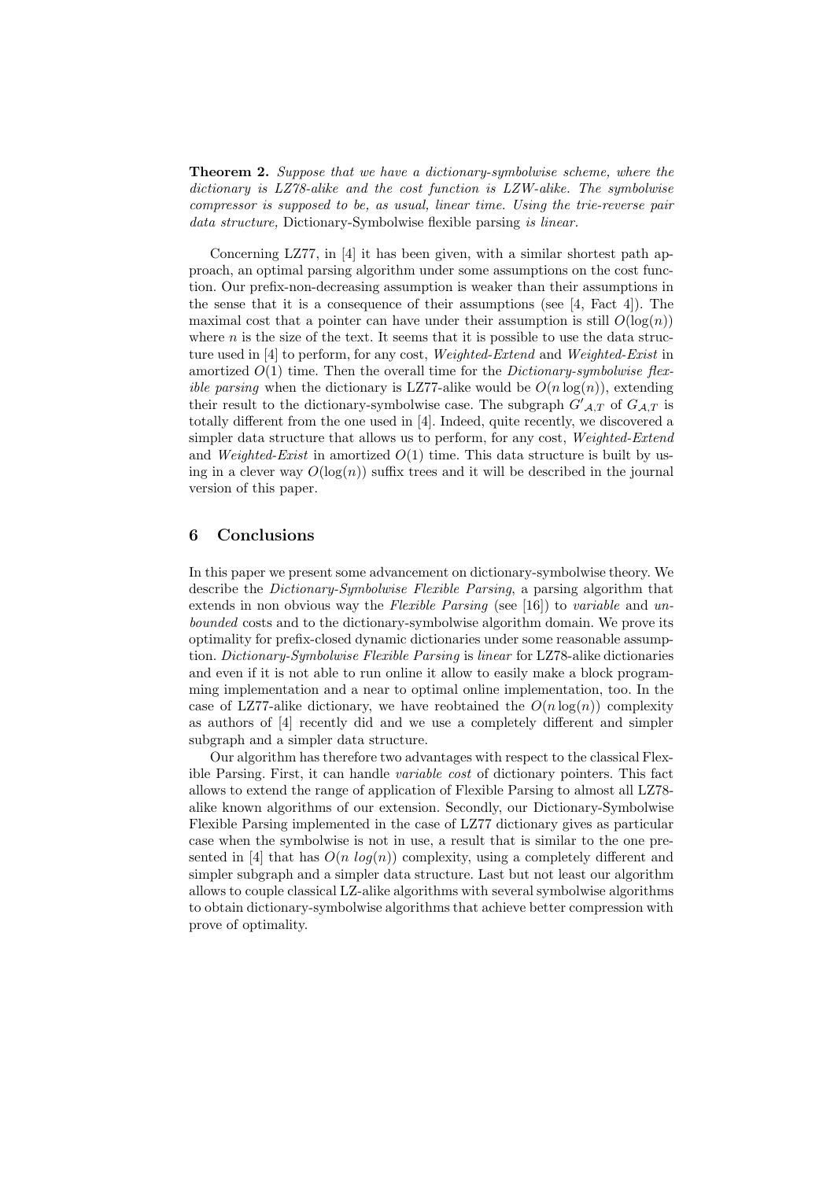**Theorem 2.** *Suppose that we have a dictionary-symbolwise scheme, where the dictionary is LZ78-alike and the cost function is LZW-alike. The symbolwise compressor is supposed to be, as usual, linear time. Using the trie-reverse pair data structure,* Dictionary-Symbolwise flexible parsing *is linear.*

Concerning LZ77, in [4] it has been given, with a similar shortest path approach, an optimal parsing algorithm under some assumptions on the cost function. Our prefix-non-decreasing assumption is weaker than their assumptions in the sense that it is a consequence of their assumptions (see [4, Fact 4]). The maximal cost that a pointer can have under their assumption is still $O(\log(n))$ where $n$ is the size of the text. It seems that it is possible to use the data structure used in [4] to perform, for any cost, *Weighted-Extend* and *Weighted-Exist* in amortized $O(1)$ time. Then the overall time for the *Dictionary-symbolwise flexible parsing* when the dictionary is LZ77-alike would be $O(n\log(n))$, extending their result to the dictionary-symbolwise case. The subgraph $G'_{\mathcal{A},T}$ of $G_{\mathcal{A},T}$ is totally different from the one used in [4]. Indeed, quite recently, we discovered a simpler data structure that allows us to perform, for any cost, *Weighted-Extend* and *Weighted-Exist* in amortized $O(1)$ time. This data structure is built by using in a clever way $O(\log(n))$ suffix trees and it will be described in the journal version of this paper.

## 6 Conclusions

In this paper we present some advancement on dictionary-symbolwise theory. We describe the *Dictionary-Symbolwise Flexible Parsing*, a parsing algorithm that extends in non obvious way the *Flexible Parsing* (see [16]) to *variable* and *unbounded* costs and to the dictionary-symbolwise algorithm domain. We prove its optimality for prefix-closed dynamic dictionaries under some reasonable assumption. *Dictionary-Symbolwise Flexible Parsing* is *linear* for LZ78-alike dictionaries and even if it is not able to run online it allow to easily make a block programming implementation and a near to optimal online implementation, too. In the case of LZ77-alike dictionary, we have reobtained the $O(n\log(n))$ complexity as authors of [4] recently did and we use a completely different and simpler subgraph and a simpler data structure.

Our algorithm has therefore two advantages with respect to the classical Flexible Parsing. First, it can handle *variable cost* of dictionary pointers. This fact allows to extend the range of application of Flexible Parsing to almost all LZ78-alike known algorithms of our extension. Secondly, our Dictionary-Symbolwise Flexible Parsing implemented in the case of LZ77 dictionary gives as particular case when the symbolwise is not in use, a result that is similar to the one presented in [4] that has $O(n\ log(n))$ complexity, using a completely different and simpler subgraph and a simpler data structure. Last but not least our algorithm allows to couple classical LZ-alike algorithms with several symbolwise algorithms to obtain dictionary-symbolwise algorithms that achieve better compression with prove of optimality.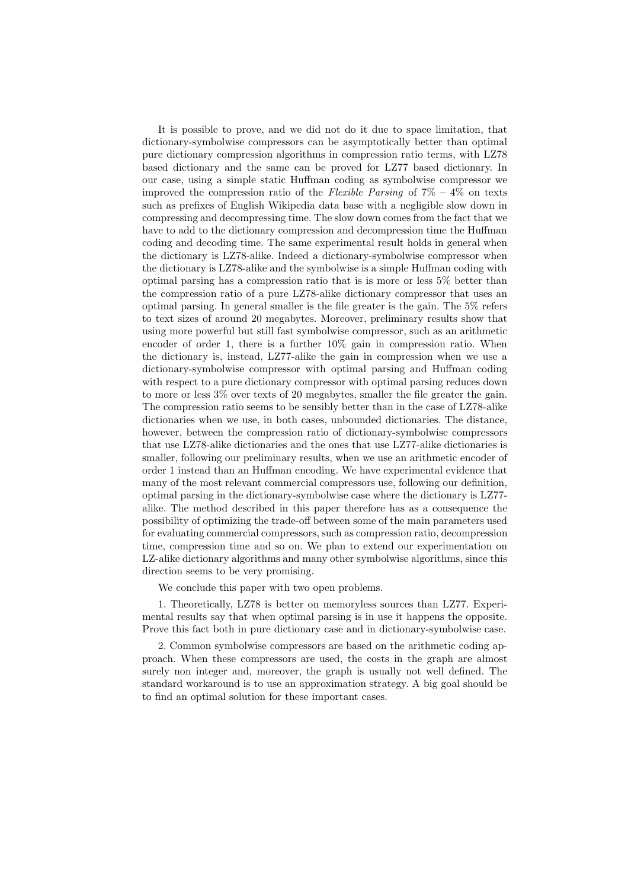It is possible to prove, and we did not do it due to space limitation, that dictionary-symbolwise compressors can be asymptotically better than optimal pure dictionary compression algorithms in compression ratio terms, with LZ78 based dictionary and the same can be proved for LZ77 based dictionary. In our case, using a simple static Huffman coding as symbolwise compressor we improved the compression ratio of the *Flexible Parsing* of $7\% - 4\%$ on texts such as prefixes of English Wikipedia data base with a negligible slow down in compressing and decompressing time. The slow down comes from the fact that we have to add to the dictionary compression and decompression time the Huffman coding and decoding time. The same experimental result holds in general when the dictionary is LZ78-alike. Indeed a dictionary-symbolwise compressor when the dictionary is LZ78-alike and the symbolwise is a simple Huffman coding with optimal parsing has a compression ratio that is is more or less 5% better than the compression ratio of a pure LZ78-alike dictionary compressor that uses an optimal parsing. In general smaller is the file greater is the gain. The 5% refers to text sizes of around 20 megabytes. Moreover, preliminary results show that using more powerful but still fast symbolwise compressor, such as an arithmetic encoder of order 1, there is a further 10% gain in compression ratio. When the dictionary is, instead, LZ77-alike the gain in compression when we use a dictionary-symbolwise compressor with optimal parsing and Huffman coding with respect to a pure dictionary compressor with optimal parsing reduces down to more or less 3% over texts of 20 megabytes, smaller the file greater the gain. The compression ratio seems to be sensibly better than in the case of LZ78-alike dictionaries when we use, in both cases, unbounded dictionaries. The distance, however, between the compression ratio of dictionary-symbolwise compressors that use LZ78-alike dictionaries and the ones that use LZ77-alike dictionaries is smaller, following our preliminary results, when we use an arithmetic encoder of order 1 instead than an Huffman encoding. We have experimental evidence that many of the most relevant commercial compressors use, following our definition, optimal parsing in the dictionary-symbolwise case where the dictionary is LZ77-alike. The method described in this paper therefore has as a consequence the possibility of optimizing the trade-off between some of the main parameters used for evaluating commercial compressors, such as compression ratio, decompression time, compression time and so on. We plan to extend our experimentation on LZ-alike dictionary algorithms and many other symbolwise algorithms, since this direction seems to be very promising.

We conclude this paper with two open problems.

1. Theoretically, LZ78 is better on memoryless sources than LZ77. Experimental results say that when optimal parsing is in use it happens the opposite. Prove this fact both in pure dictionary case and in dictionary-symbolwise case.

2. Common symbolwise compressors are based on the arithmetic coding approach. When these compressors are used, the costs in the graph are almost surely non integer and, moreover, the graph is usually not well defined. The standard workaround is to use an approximation strategy. A big goal should be to find an optimal solution for these important cases.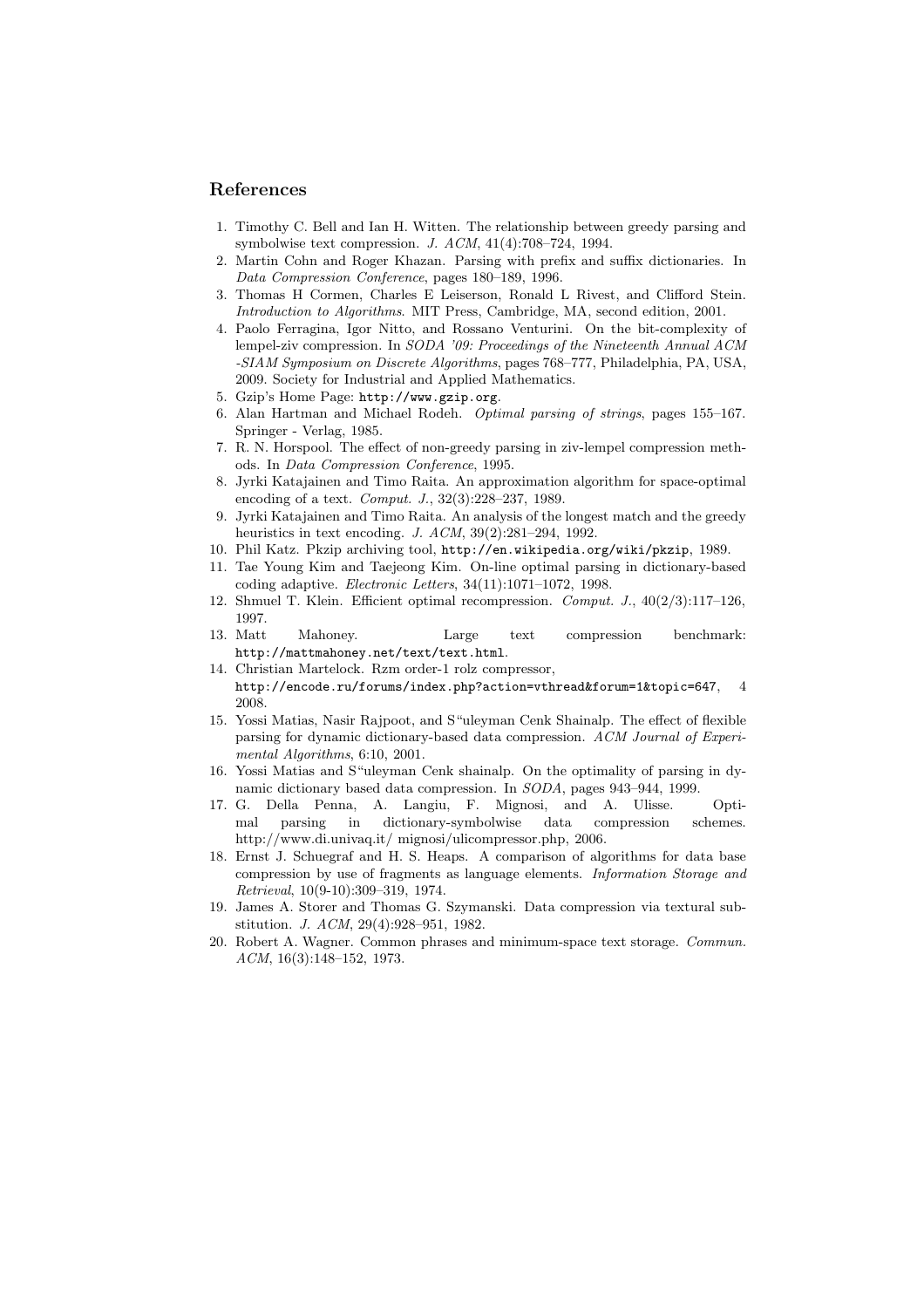## References

1. Timothy C. Bell and Ian H. Witten. The relationship between greedy parsing and symbolwise text compression. *J. ACM*, 41(4):708–724, 1994.
2. Martin Cohn and Roger Khazan. Parsing with prefix and suffix dictionaries. In *Data Compression Conference*, pages 180–189, 1996.
3. Thomas H Cormen, Charles E Leiserson, Ronald L Rivest, and Clifford Stein. *Introduction to Algorithms*. MIT Press, Cambridge, MA, second edition, 2001.
4. Paolo Ferragina, Igor Nitto, and Rossano Venturini. On the bit-complexity of lempel-ziv compression. In *SODA '09: Proceedings of the Nineteenth Annual ACM -SIAM Symposium on Discrete Algorithms*, pages 768–777, Philadelphia, PA, USA, 2009. Society for Industrial and Applied Mathematics.
5. Gzip's Home Page: `http://www.gzip.org`.
6. Alan Hartman and Michael Rodeh. *Optimal parsing of strings*, pages 155–167. Springer - Verlag, 1985.
7. R. N. Horspool. The effect of non-greedy parsing in ziv-lempel compression methods. In *Data Compression Conference*, 1995.
8. Jyrki Katajainen and Timo Raita. An approximation algorithm for space-optimal encoding of a text. *Comput. J.*, 32(3):228–237, 1989.
9. Jyrki Katajainen and Timo Raita. An analysis of the longest match and the greedy heuristics in text encoding. *J. ACM*, 39(2):281–294, 1992.
10. Phil Katz. Pkzip archiving tool, `http://en.wikipedia.org/wiki/pkzip`, 1989.
11. Tae Young Kim and Taejeong Kim. On-line optimal parsing in dictionary-based coding adaptive. *Electronic Letters*, 34(11):1071–1072, 1998.
12. Shmuel T. Klein. Efficient optimal recompression. *Comput. J.*, 40(2/3):117–126, 1997.
13. Matt Mahoney. Large text compression benchmark: `http://mattmahoney.net/text/text.html`.
14. Christian Martelock. Rzm order-1 rolz compressor, `http://encode.ru/forums/index.php?action=vthread&forum=1&topic=647`, 4 2008.
15. Yossi Matias, Nasir Rajpoot, and S"uleyman Cenk Shainalp. The effect of flexible parsing for dynamic dictionary-based data compression. *ACM Journal of Experimental Algorithms*, 6:10, 2001.
16. Yossi Matias and S"uleyman Cenk shainalp. On the optimality of parsing in dynamic dictionary based data compression. In *SODA*, pages 943–944, 1999.
17. G. Della Penna, A. Langiu, F. Mignosi, and A. Ulisse. Optimal parsing in dictionary-symbolwise data compression schemes. http://www.di.univaq.it/ mignosi/ulicompressor.php, 2006.
18. Ernst J. Schuegraf and H. S. Heaps. A comparison of algorithms for data base compression by use of fragments as language elements. *Information Storage and Retrieval*, 10(9-10):309–319, 1974.
19. James A. Storer and Thomas G. Szymanski. Data compression via textural substitution. *J. ACM*, 29(4):928–951, 1982.
20. Robert A. Wagner. Common phrases and minimum-space text storage. *Commun. ACM*, 16(3):148–152, 1973.